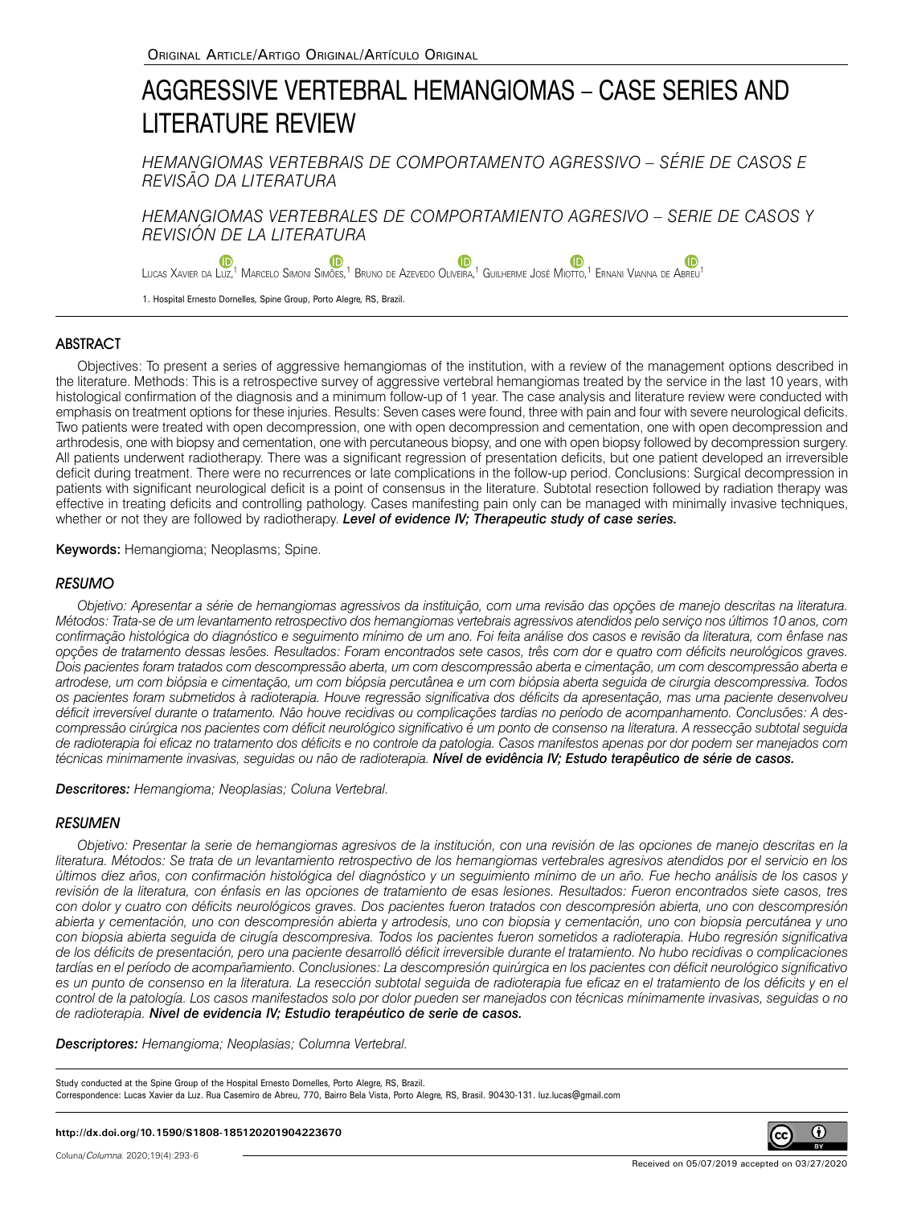Original Article/Artigo Original/Artículo Original

# AGGRESSIVE VERTEBRAL HEMANGIOMAS – CASE SERIES AND LITERATURE REVIEW

*HEMANGIOMAS VERTEBRAIS DE COMPORTAMENTO AGRESSIVO – SÉRIE DE CASOS E REVISÃO DA LITERATURA*

*HEMANGIOMAS VERTEBRALES DE COMPORTAMIENTO AGRESIVO – SERIE DE CASOS Y REVISIÓN DE LA LITERATURA*

Lucas Xavier da Luz,[1] Marcelo Simoni Simões,[1] Bruno de Azevedo Oliveira,[1] Guilherme José Miotto,[1] Ernani Vianna de Abreu[1]

1. Hospital Ernesto Dornelles, Spine Group, Porto Alegre, RS, Brazil.

## ABSTRACT

Objectives: To present a series of aggressive hemangiomas of the institution, with a review of the management options described in the literature. Methods: This is a retrospective survey of aggressive vertebral hemangiomas treated by the service in the last 10 years, with histological confirmation of the diagnosis and a minimum follow-up of 1 year. The case analysis and literature review were conducted with emphasis on treatment options for these injuries. Results: Seven cases were found, three with pain and four with severe neurological deficits. Two patients were treated with open decompression, one with open decompression and cementation, one with open decompression and arthrodesis, one with biopsy and cementation, one with percutaneous biopsy, and one with open biopsy followed by decompression surgery. All patients underwent radiotherapy. There was a significant regression of presentation deficits, but one patient developed an irreversible deficit during treatment. There were no recurrences or late complications in the follow-up period. Conclusions: Surgical decompression in patients with significant neurological deficit is a point of consensus in the literature. Subtotal resection followed by radiation therapy was effective in treating deficits and controlling pathology. Cases manifesting pain only can be managed with minimally invasive techniques, whether or not they are followed by radiotherapy. ***Level of evidence IV; Therapeutic study of case series.***

**Keywords:** Hemangioma; Neoplasms; Spine.

## *RESUMO*

*Objetivo: Apresentar a série de hemangiomas agressivos da instituição, com uma revisão das opções de manejo descritas na literatura. Métodos: Trata-se de um levantamento retrospectivo dos hemangiomas vertebrais agressivos atendidos pelo serviço nos últimos 10 anos, com confirmação histológica do diagnóstico e seguimento mínimo de um ano. Foi feita análise dos casos e revisão da literatura, com ênfase nas opções de tratamento dessas lesões. Resultados: Foram encontrados sete casos, três com dor e quatro com déficits neurológicos graves. Dois pacientes foram tratados com descompressão aberta, um com descompressão aberta e cimentação, um com descompressão aberta e artrodese, um com biópsia e cimentação, um com biópsia percutânea e um com biópsia aberta seguida de cirurgia descompressiva. Todos os pacientes foram submetidos à radioterapia. Houve regressão significativa dos déficits da apresentação, mas uma paciente desenvolveu déficit irreversível durante o tratamento. Não houve recidivas ou complicações tardias no período de acompanhamento. Conclusões: A descompressão cirúrgica nos pacientes com déficit neurológico significativo é um ponto de consenso na literatura. A ressecção subtotal seguida de radioterapia foi eficaz no tratamento dos déficits e no controle da patologia. Casos manifestos apenas por dor podem ser manejados com técnicas minimamente invasivas, seguidas ou não de radioterapia.* ***Nível de evidência IV; Estudo terapêutico de série de casos.***

***Descritores:*** *Hemangioma; Neoplasias; Coluna Vertebral.*

## *RESUMEN*

*Objetivo: Presentar la serie de hemangiomas agresivos de la institución, con una revisión de las opciones de manejo descritas en la literatura. Métodos: Se trata de un levantamiento retrospectivo de los hemangiomas vertebrales agresivos atendidos por el servicio en los últimos diez años, con confirmación histológica del diagnóstico y un seguimiento mínimo de un año. Fue hecho análisis de los casos y revisión de la literatura, con énfasis en las opciones de tratamiento de esas lesiones. Resultados: Fueron encontrados siete casos, tres con dolor y cuatro con déficits neurológicos graves. Dos pacientes fueron tratados con descompresión abierta, uno con descompresión abierta y cementación, uno con descompresión abierta y artrodesis, uno con biopsia y cementación, uno con biopsia percutánea y uno con biopsia abierta seguida de cirugía descompresiva. Todos los pacientes fueron sometidos a radioterapia. Hubo regresión significativa de los déficits de presentación, pero una paciente desarrolló déficit irreversible durante el tratamiento. No hubo recidivas o complicaciones tardías en el período de acompañamiento. Conclusiones: La descompresión quirúrgica en los pacientes con déficit neurológico significativo es un punto de consenso en la literatura. La resección subtotal seguida de radioterapia fue eficaz en el tratamiento de los déficits y en el control de la patología. Los casos manifestados solo por dolor pueden ser manejados con técnicas mínimamente invasivas, seguidas o no de radioterapia.* ***Nivel de evidencia IV; Estudio terapéutico de serie de casos.***

***Descriptores:*** *Hemangioma; Neoplasias; Columna Vertebral.*

Study conducted at the Spine Group of the Hospital Ernesto Dornelles, Porto Alegre, RS, Brazil.
Correspondence: Lucas Xavier da Luz. Rua Casemiro de Abreu, 770, Bairro Bela Vista, Porto Alegre, RS, Brasil. 90430-131. luz.lucas@gmail.com

**http://dx.doi.org/10.1590/S1808-185120201904223670**

Received on 05/07/2019 accepted on 03/27/2020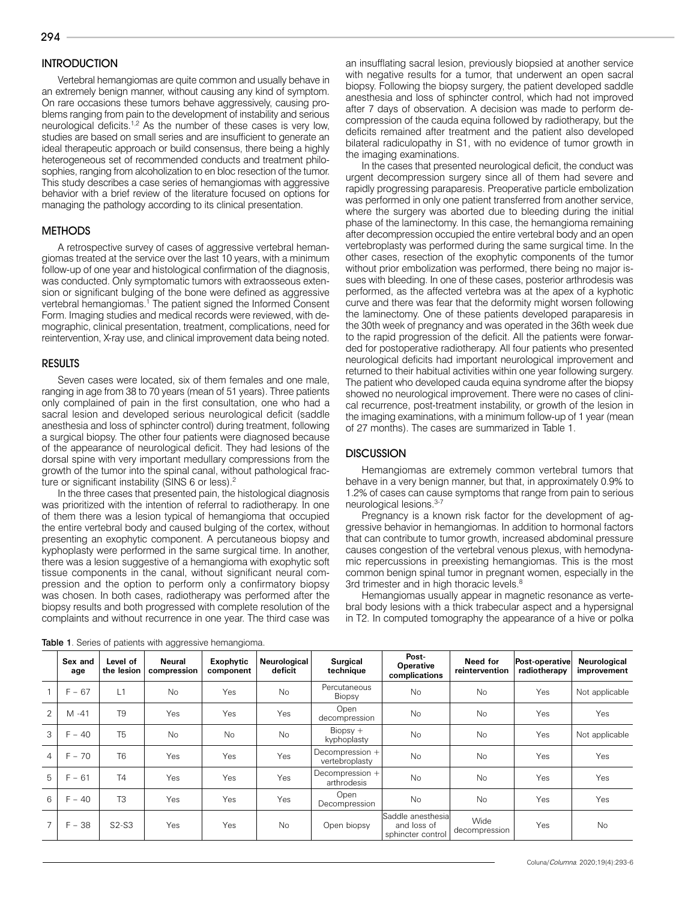## INTRODUCTION

Vertebral hemangiomas are quite common and usually behave in an extremely benign manner, without causing any kind of symptom. On rare occasions these tumors behave aggressively, causing problems ranging from pain to the development of instability and serious neurological deficits.[1,2] As the number of these cases is very low, studies are based on small series and are insufficient to generate an ideal therapeutic approach or build consensus, there being a highly heterogeneous set of recommended conducts and treatment philosophies, ranging from alcoholization to en bloc resection of the tumor. This study describes a case series of hemangiomas with aggressive behavior with a brief review of the literature focused on options for managing the pathology according to its clinical presentation.

## METHODS

A retrospective survey of cases of aggressive vertebral hemangiomas treated at the service over the last 10 years, with a minimum follow-up of one year and histological confirmation of the diagnosis, was conducted. Only symptomatic tumors with extraosseous extension or significant bulging of the bone were defined as aggressive vertebral hemangiomas.[1] The patient signed the Informed Consent Form. Imaging studies and medical records were reviewed, with demographic, clinical presentation, treatment, complications, need for reintervention, X-ray use, and clinical improvement data being noted.

## RESULTS

Seven cases were located, six of them females and one male, ranging in age from 38 to 70 years (mean of 51 years). Three patients only complained of pain in the first consultation, one who had a sacral lesion and developed serious neurological deficit (saddle anesthesia and loss of sphincter control) during treatment, following a surgical biopsy. The other four patients were diagnosed because of the appearance of neurological deficit. They had lesions of the dorsal spine with very important medullary compressions from the growth of the tumor into the spinal canal, without pathological fracture or significant instability (SINS 6 or less).[2]

In the three cases that presented pain, the histological diagnosis was prioritized with the intention of referral to radiotherapy. In one of them there was a lesion typical of hemangioma that occupied the entire vertebral body and caused bulging of the cortex, without presenting an exophytic component. A percutaneous biopsy and kyphoplasty were performed in the same surgical time. In another, there was a lesion suggestive of a hemangioma with exophytic soft tissue components in the canal, without significant neural compression and the option to perform only a confirmatory biopsy was chosen. In both cases, radiotherapy was performed after the biopsy results and both progressed with complete resolution of the complaints and without recurrence in one year. The third case was an insufflating sacral lesion, previously biopsied at another service with negative results for a tumor, that underwent an open sacral biopsy. Following the biopsy surgery, the patient developed saddle anesthesia and loss of sphincter control, which had not improved after 7 days of observation. A decision was made to perform decompression of the cauda equina followed by radiotherapy, but the deficits remained after treatment and the patient also developed bilateral radiculopathy in S1, with no evidence of tumor growth in the imaging examinations.

In the cases that presented neurological deficit, the conduct was urgent decompression surgery since all of them had severe and rapidly progressing paraparesis. Preoperative particle embolization was performed in only one patient transferred from another service, where the surgery was aborted due to bleeding during the initial phase of the laminectomy. In this case, the hemangioma remaining after decompression occupied the entire vertebral body and an open vertebroplasty was performed during the same surgical time. In the other cases, resection of the exophytic components of the tumor without prior embolization was performed, there being no major issues with bleeding. In one of these cases, posterior arthrodesis was performed, as the affected vertebra was at the apex of a kyphotic curve and there was fear that the deformity might worsen following the laminectomy. One of these patients developed paraparesis in the 30th week of pregnancy and was operated in the 36th week due to the rapid progression of the deficit. All the patients were forwarded for postoperative radiotherapy. All four patients who presented neurological deficits had important neurological improvement and returned to their habitual activities within one year following surgery. The patient who developed cauda equina syndrome after the biopsy showed no neurological improvement. There were no cases of clinical recurrence, post-treatment instability, or growth of the lesion in the imaging examinations, with a minimum follow-up of 1 year (mean of 27 months). The cases are summarized in Table 1.

## DISCUSSION

Hemangiomas are extremely common vertebral tumors that behave in a very benign manner, but that, in approximately 0.9% to 1.2% of cases can cause symptoms that range from pain to serious neurological lesions.[3-7]

Pregnancy is a known risk factor for the development of aggressive behavior in hemangiomas. In addition to hormonal factors that can contribute to tumor growth, increased abdominal pressure causes congestion of the vertebral venous plexus, with hemodynamic repercussions in preexisting hemangiomas. This is the most common benign spinal tumor in pregnant women, especially in the 3rd trimester and in high thoracic levels.[8]

Hemangiomas usually appear in magnetic resonance as vertebral body lesions with a thick trabecular aspect and a hypersignal in T2. In computed tomography the appearance of a hive or polka

**Table 1**. Series of patients with aggressive hemangioma.

| | Sex and age | Level of the lesion | Neural compression | Exophytic component | Neurological deficit | Surgical technique | Post-Operative complications | Need for reintervention | Post-operative radiotherapy | Neurological improvement |
|---|---|---|---|---|---|---|---|---|---|---|
| 1 | F – 67 | L1 | No | Yes | No | Percutaneous Biopsy | No | No | Yes | Not applicable |
| 2 | M -41 | T9 | Yes | Yes | Yes | Open decompression | No | No | Yes | Yes |
| 3 | F – 40 | T5 | No | No | No | Biopsy + kyphoplasty | No | No | Yes | Not applicable |
| 4 | F – 70 | T6 | Yes | Yes | Yes | Decompression + vertebroplasty | No | No | Yes | Yes |
| 5 | F – 61 | T4 | Yes | Yes | Yes | Decompression + arthrodesis | No | No | Yes | Yes |
| 6 | F – 40 | T3 | Yes | Yes | Yes | Open Decompression | No | No | Yes | Yes |
| 7 | F – 38 | S2-S3 | Yes | Yes | No | Open biopsy | Saddle anesthesia and loss of sphincter control | Wide decompression | Yes | No |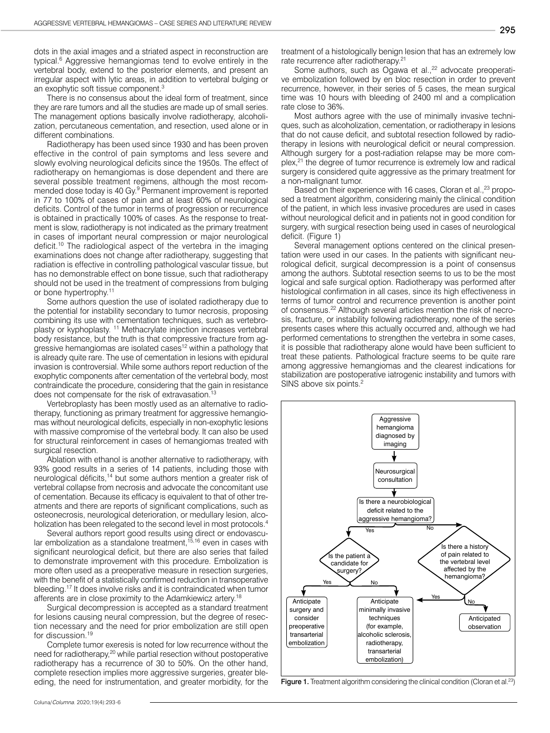dots in the axial images and a striated aspect in reconstruction are typical.[6] Aggressive hemangiomas tend to evolve entirely in the vertebral body, extend to the posterior elements, and present an irregular aspect with lytic areas, in addition to vertebral bulging or an exophytic soft tissue component.[3]

There is no consensus about the ideal form of treatment, since they are rare tumors and all the studies are made up of small series. The management options basically involve radiotherapy, alcoholization, percutaneous cementation, and resection, used alone or in different combinations.

Radiotherapy has been used since 1930 and has been proven effective in the control of pain symptoms and less severe and slowly evolving neurological deficits since the 1950s. The effect of radiotherapy on hemangiomas is dose dependent and there are several possible treatment regimens, although the most recommended dose today is 40 Gy.[9] Permanent improvement is reported in 77 to 100% of cases of pain and at least 60% of neurological deficits. Control of the tumor in terms of progression or recurrence is obtained in practically 100% of cases. As the response to treatment is slow, radiotherapy is not indicated as the primary treatment in cases of important neural compression or major neurological deficit.[10] The radiological aspect of the vertebra in the imaging examinations does not change after radiotherapy, suggesting that radiation is effective in controlling pathological vascular tissue, but has no demonstrable effect on bone tissue, such that radiotherapy should not be used in the treatment of compressions from bulging or bone hypertrophy.[11]

Some authors question the use of isolated radiotherapy due to the potential for instability secondary to tumor necrosis, proposing combining its use with cementation techniques, such as vertebroplasty or kyphoplasty. [11] Methacrylate injection increases vertebral body resistance, but the truth is that compressive fracture from aggressive hemangiomas are isolated cases[12] within a pathology that is already quite rare. The use of cementation in lesions with epidural invasion is controversial. While some authors report reduction of the exophytic components after cementation of the vertebral body, most contraindicate the procedure, considering that the gain in resistance does not compensate for the risk of extravasation.[13]

Vertebroplasty has been mostly used as an alternative to radiotherapy, functioning as primary treatment for aggressive hemangiomas without neurological deficits, especially in non-exophytic lesions with massive compromise of the vertebral body. It can also be used for structural reinforcement in cases of hemangiomas treated with surgical resection.

Ablation with ethanol is another alternative to radiotherapy, with 93% good results in a series of 14 patients, including those with neurological déficits,[14] but some authors mention a greater risk of vertebral collapse from necrosis and advocate the concomitant use of cementation. Because its efficacy is equivalent to that of other treatments and there are reports of significant complications, such as osteonecrosis, neurological deterioration, or medullary lesion, alcoholization has been relegated to the second level in most protocols.[4]

Several authors report good results using direct or endovascular embolization as a standalone treatment,[15,16] even in cases with significant neurological deficit, but there are also series that failed to demonstrate improvement with this procedure. Embolization is more often used as a preoperative measure in resection surgeries, with the benefit of a statistically confirmed reduction in transoperative bleeding.[17] It does involve risks and it is contraindicated when tumor afferents are in close proximity to the Adamkiewicz artery.[18]

Surgical decompression is accepted as a standard treatment for lesions causing neural compression, but the degree of resection necessary and the need for prior embolization are still open for discussion.[19]

Complete tumor exeresis is noted for low recurrence without the need for radiotherapy,[20] while partial resection without postoperative radiotherapy has a recurrence of 30 to 50%. On the other hand, complete resection implies more aggressive surgeries, greater bleeding, the need for instrumentation, and greater morbidity, for the treatment of a histologically benign lesion that has an extremely low rate recurrence after radiotherapy.[21]

Some authors, such as Ogawa et al.,[22] advocate preoperative embolization followed by en bloc resection in order to prevent recurrence, however, in their series of 5 cases, the mean surgical time was 10 hours with bleeding of 2400 ml and a complication rate close to 36%.

Most authors agree with the use of minimally invasive techniques, such as alcoholization, cementation, or radiotherapy in lesions that do not cause deficit, and subtotal resection followed by radiotherapy in lesions with neurological deficit or neural compression. Although surgery for a post-radiation relapse may be more complex,[21] the degree of tumor recurrence is extremely low and radical surgery is considered quite aggressive as the primary treatment for a non-malignant tumor.

Based on their experience with 16 cases, Cloran et al.,[23] proposed a treatment algorithm, considering mainly the clinical condition of the patient, in which less invasive procedures are used in cases without neurological deficit and in patients not in good condition for surgery, with surgical resection being used in cases of neurological deficit. (Figure 1)

Several management options centered on the clinical presentation were used in our cases. In the patients with significant neurological deficit, surgical decompression is a point of consensus among the authors. Subtotal resection seems to us to be the most logical and safe surgical option. Radiotherapy was performed after histological confirmation in all cases, since its high effectiveness in terms of tumor control and recurrence prevention is another point of consensus.[22] Although several articles mention the risk of necrosis, fracture, or instability following radiotherapy, none of the series presents cases where this actually occurred and, although we had performed cementations to strengthen the vertebra in some cases, it is possible that radiotherapy alone would have been sufficient to treat these patients. Pathological fracture seems to be quite rare among aggressive hemangiomas and the clearest indications for stabilization are postoperative iatrogenic instability and tumors with SINS above six points.[2]

**Figure 1.** Treatment algorithm considering the clinical condition (Cloran et al.[23])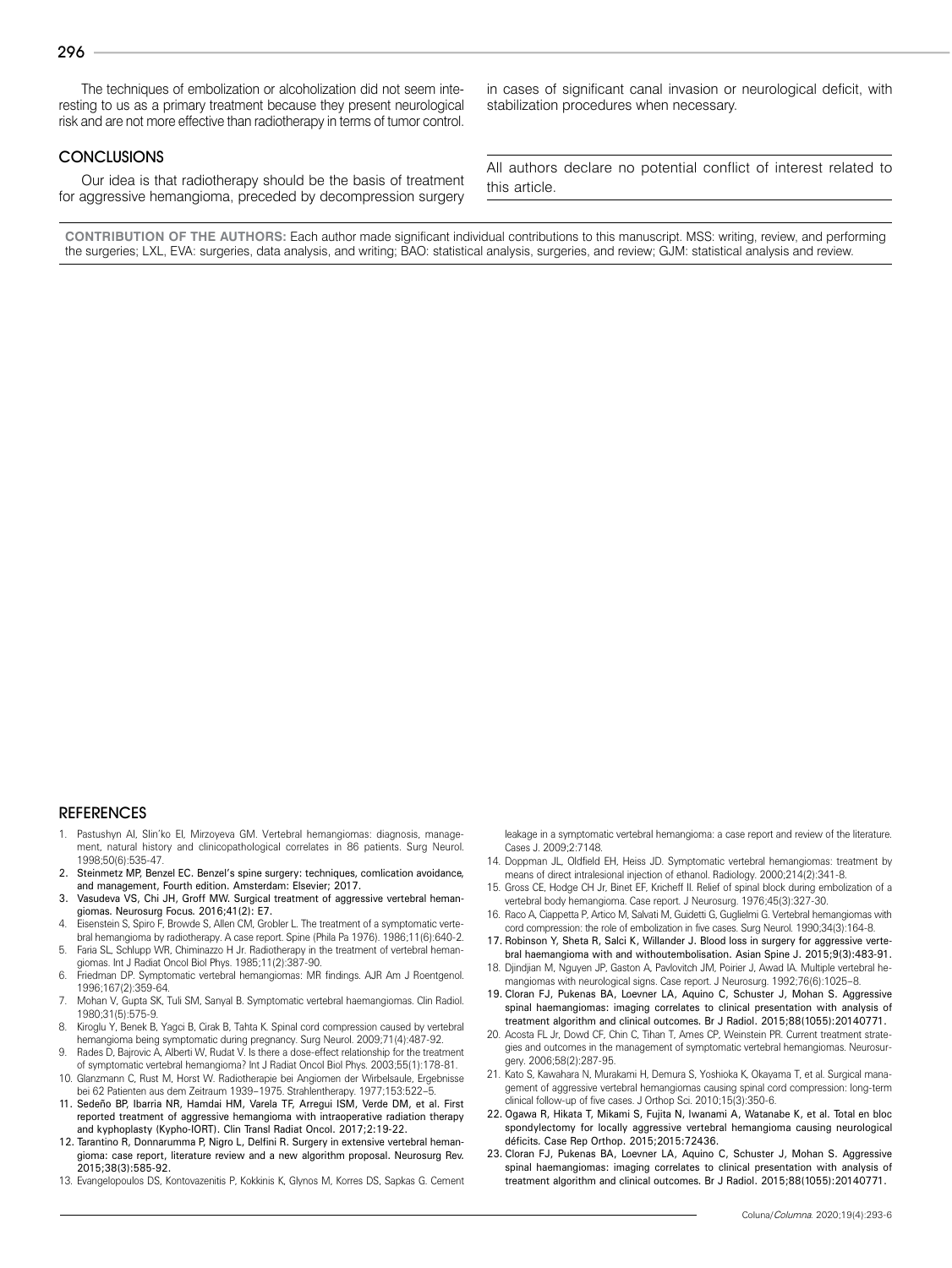The techniques of embolization or alcoholization did not seem interesting to us as a primary treatment because they present neurological risk and are not more effective than radiotherapy in terms of tumor control.

## CONCLUSIONS

Our idea is that radiotherapy should be the basis of treatment for aggressive hemangioma, preceded by decompression surgery in cases of significant canal invasion or neurological deficit, with stabilization procedures when necessary.

All authors declare no potential conflict of interest related to this article.

**CONTRIBUTION OF THE AUTHORS:** Each author made significant individual contributions to this manuscript. MSS: writing, review, and performing the surgeries; LXL, EVA: surgeries, data analysis, and writing; BAO: statistical analysis, surgeries, and review; GJM: statistical analysis and review.

## REFERENCES

1. Pastushyn AI, Slin'ko EI, Mirzoyeva GM. Vertebral hemangiomas: diagnosis, management, natural history and clinicopathological correlates in 86 patients. Surg Neurol. 1998;50(6):535-47.
2. Steinmetz MP, Benzel EC. Benzel's spine surgery: techniques, comlication avoidance, and management, Fourth edition. Amsterdam: Elsevier; 2017.
3. Vasudeva VS, Chi JH, Groff MW. Surgical treatment of aggressive vertebral hemangiomas. Neurosurg Focus. 2016;41(2): E7.
4. Eisenstein S, Spiro F, Browde S, Allen CM, Grobler L. The treatment of a symptomatic vertebral hemangioma by radiotherapy. A case report. Spine (Phila Pa 1976). 1986;11(6):640-2.
5. Faria SL, Schlupp WR, Chiminazzo H Jr. Radiotherapy in the treatment of vertebral hemangiomas. Int J Radiat Oncol Biol Phys. 1985;11(2):387-90.
6. Friedman DP. Symptomatic vertebral hemangiomas: MR findings. AJR Am J Roentgenol. 1996;167(2):359-64.
7. Mohan V, Gupta SK, Tuli SM, Sanyal B. Symptomatic vertebral haemangiomas. Clin Radiol. 1980;31(5):575-9.
8. Kiroglu Y, Benek B, Yagci B, Cirak B, Tahta K. Spinal cord compression caused by vertebral hemangioma being symptomatic during pregnancy. Surg Neurol. 2009;71(4):487-92.
9. Rades D, Bajrovic A, Alberti W, Rudat V. Is there a dose-effect relationship for the treatment of symptomatic vertebral hemangioma? Int J Radiat Oncol Biol Phys. 2003;55(1):178-81.
10. Glanzmann C, Rust M, Horst W. Radiotherapie bei Angiomen der Wirbelsaule, Ergebnisse bei 62 Patienten aus dem Zeitraum 1939–1975. Strahlentherapy. 1977;153:522–5.
11. Sedeño BP, Ibarria NR, Hamdai HM, Varela TF, Arregui ISM, Verde DM, et al. First reported treatment of aggressive hemangioma with intraoperative radiation therapy and kyphoplasty (Kypho-IORT). Clin Transl Radiat Oncol. 2017;2:19-22.
12. Tarantino R, Donnarumma P, Nigro L, Delfini R. Surgery in extensive vertebral hemangioma: case report, literature review and a new algorithm proposal. Neurosurg Rev. 2015;38(3):585-92.
13. Evangelopoulos DS, Kontovazenitis P, Kokkinis K, Glynos M, Korres DS, Sapkas G. Cement leakage in a symptomatic vertebral hemangioma: a case report and review of the literature. Cases J. 2009;2:7148.
14. Doppman JL, Oldfield EH, Heiss JD. Symptomatic vertebral hemangiomas: treatment by means of direct intralesional injection of ethanol. Radiology. 2000;214(2):341-8.
15. Gross CE, Hodge CH Jr, Binet EF, Kricheff II. Relief of spinal block during embolization of a vertebral body hemangioma. Case report. J Neurosurg. 1976;45(3):327-30.
16. Raco A, Ciappetta P, Artico M, Salvati M, Guidetti G, Guglielmi G. Vertebral hemangiomas with cord compression: the role of embolization in five cases. Surg Neurol. 1990;34(3):164-8.
17. Robinson Y, Sheta R, Salci K, Willander J. Blood loss in surgery for aggressive vertebral haemangioma with and withoutembolisation. Asian Spine J. 2015;9(3):483-91.
18. Djindjian M, Nguyen JP, Gaston A, Pavlovitch JM, Poirier J, Awad IA. Multiple vertebral hemangiomas with neurological signs. Case report. J Neurosurg. 1992;76(6):1025–8.
19. Cloran FJ, Pukenas BA, Loevner LA, Aquino C, Schuster J, Mohan S. Aggressive spinal haemangiomas: imaging correlates to clinical presentation with analysis of treatment algorithm and clinical outcomes. Br J Radiol. 2015;88(1055):20140771.
20. Acosta FL Jr, Dowd CF, Chin C, Tihan T, Ames CP, Weinstein PR. Current treatment strategies and outcomes in the management of symptomatic vertebral hemangiomas. Neurosurgery. 2006;58(2):287-95.
21. Kato S, Kawahara N, Murakami H, Demura S, Yoshioka K, Okayama T, et al. Surgical management of aggressive vertebral hemangiomas causing spinal cord compression: long-term clinical follow-up of five cases. J Orthop Sci. 2010;15(3):350-6.
22. Ogawa R, Hikata T, Mikami S, Fujita N, Iwanami A, Watanabe K, et al. Total en bloc spondylectomy for locally aggressive vertebral hemangioma causing neurological déficits. Case Rep Orthop. 2015;2015:72436.
23. Cloran FJ, Pukenas BA, Loevner LA, Aquino C, Schuster J, Mohan S. Aggressive spinal haemangiomas: imaging correlates to clinical presentation with analysis of treatment algorithm and clinical outcomes. Br J Radiol. 2015;88(1055):20140771.